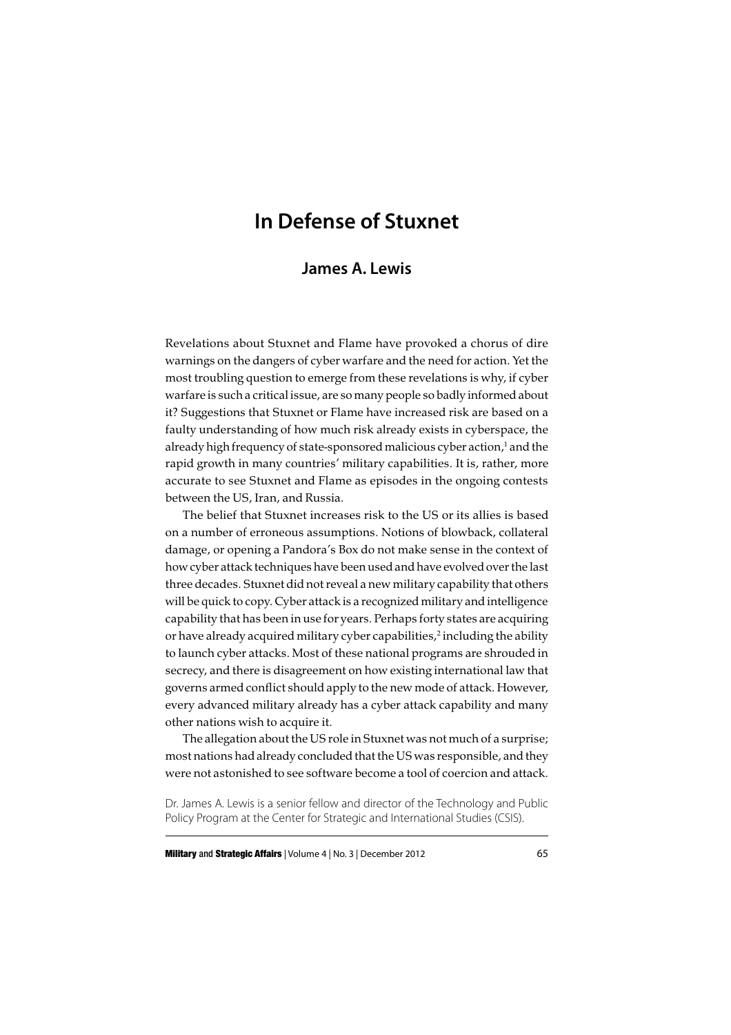# In Defense of Stuxnet

## James A. Lewis

Revelations about Stuxnet and Flame have provoked a chorus of dire warnings on the dangers of cyber warfare and the need for action. Yet the most troubling question to emerge from these revelations is why, if cyber warfare is such a critical issue, are so many people so badly informed about it? Suggestions that Stuxnet or Flame have increased risk are based on a faulty understanding of how much risk already exists in cyberspace, the already high frequency of state-sponsored malicious cyber action,[1] and the rapid growth in many countries' military capabilities. It is, rather, more accurate to see Stuxnet and Flame as episodes in the ongoing contests between the US, Iran, and Russia.

The belief that Stuxnet increases risk to the US or its allies is based on a number of erroneous assumptions. Notions of blowback, collateral damage, or opening a Pandora's Box do not make sense in the context of how cyber attack techniques have been used and have evolved over the last three decades. Stuxnet did not reveal a new military capability that others will be quick to copy. Cyber attack is a recognized military and intelligence capability that has been in use for years. Perhaps forty states are acquiring or have already acquired military cyber capabilities,[2] including the ability to launch cyber attacks. Most of these national programs are shrouded in secrecy, and there is disagreement on how existing international law that governs armed conflict should apply to the new mode of attack. However, every advanced military already has a cyber attack capability and many other nations wish to acquire it.

The allegation about the US role in Stuxnet was not much of a surprise; most nations had already concluded that the US was responsible, and they were not astonished to see software become a tool of coercion and attack.

Dr. James A. Lewis is a senior fellow and director of the Technology and Public Policy Program at the Center for Strategic and International Studies (CSIS).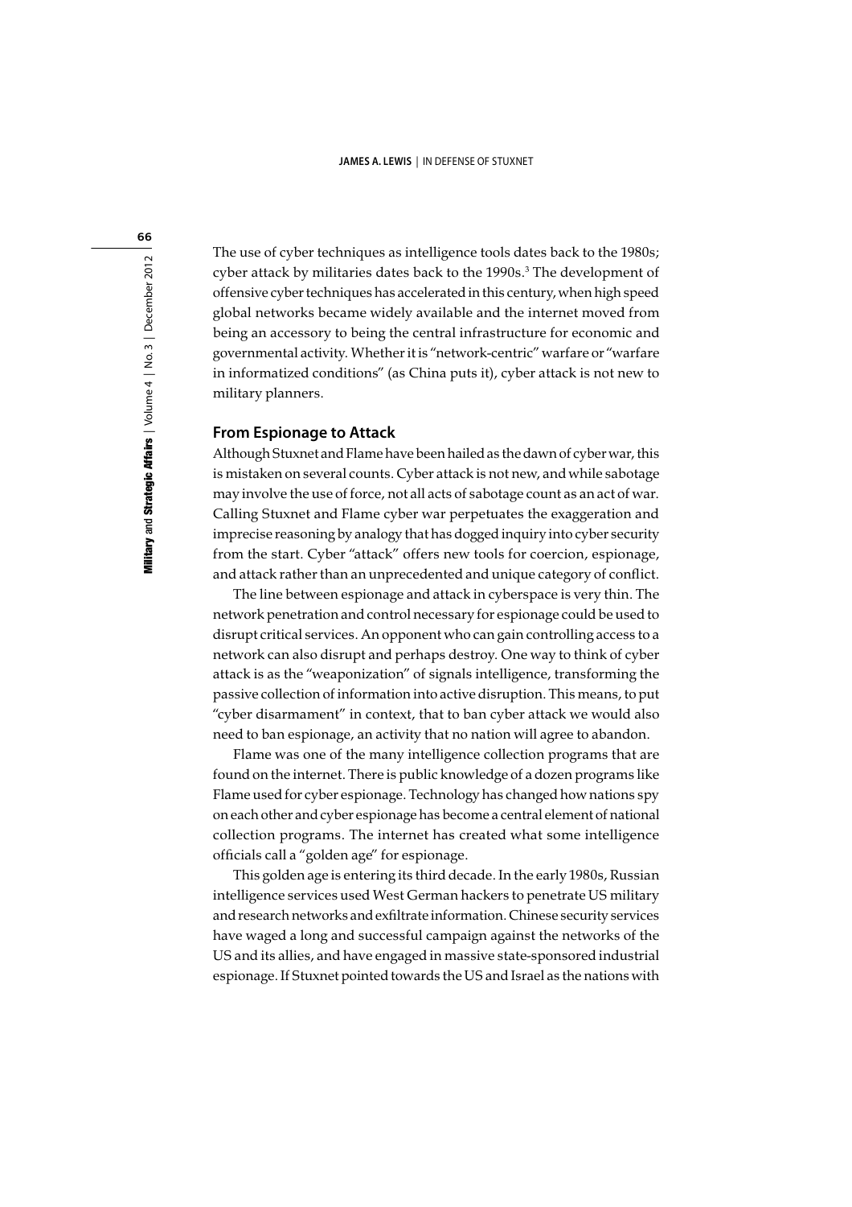The use of cyber techniques as intelligence tools dates back to the 1980s; cyber attack by militaries dates back to the 1990s.[3] The development of offensive cyber techniques has accelerated in this century, when high speed global networks became widely available and the internet moved from being an accessory to being the central infrastructure for economic and governmental activity. Whether it is "network-centric" warfare or "warfare in informatized conditions" (as China puts it), cyber attack is not new to military planners.

## From Espionage to Attack

Although Stuxnet and Flame have been hailed as the dawn of cyber war, this is mistaken on several counts. Cyber attack is not new, and while sabotage may involve the use of force, not all acts of sabotage count as an act of war. Calling Stuxnet and Flame cyber war perpetuates the exaggeration and imprecise reasoning by analogy that has dogged inquiry into cyber security from the start. Cyber "attack" offers new tools for coercion, espionage, and attack rather than an unprecedented and unique category of conflict.

The line between espionage and attack in cyberspace is very thin. The network penetration and control necessary for espionage could be used to disrupt critical services. An opponent who can gain controlling access to a network can also disrupt and perhaps destroy. One way to think of cyber attack is as the "weaponization" of signals intelligence, transforming the passive collection of information into active disruption. This means, to put "cyber disarmament" in context, that to ban cyber attack we would also need to ban espionage, an activity that no nation will agree to abandon.

Flame was one of the many intelligence collection programs that are found on the internet. There is public knowledge of a dozen programs like Flame used for cyber espionage. Technology has changed how nations spy on each other and cyber espionage has become a central element of national collection programs. The internet has created what some intelligence officials call a "golden age" for espionage.

This golden age is entering its third decade. In the early 1980s, Russian intelligence services used West German hackers to penetrate US military and research networks and exfiltrate information. Chinese security services have waged a long and successful campaign against the networks of the US and its allies, and have engaged in massive state-sponsored industrial espionage. If Stuxnet pointed towards the US and Israel as the nations with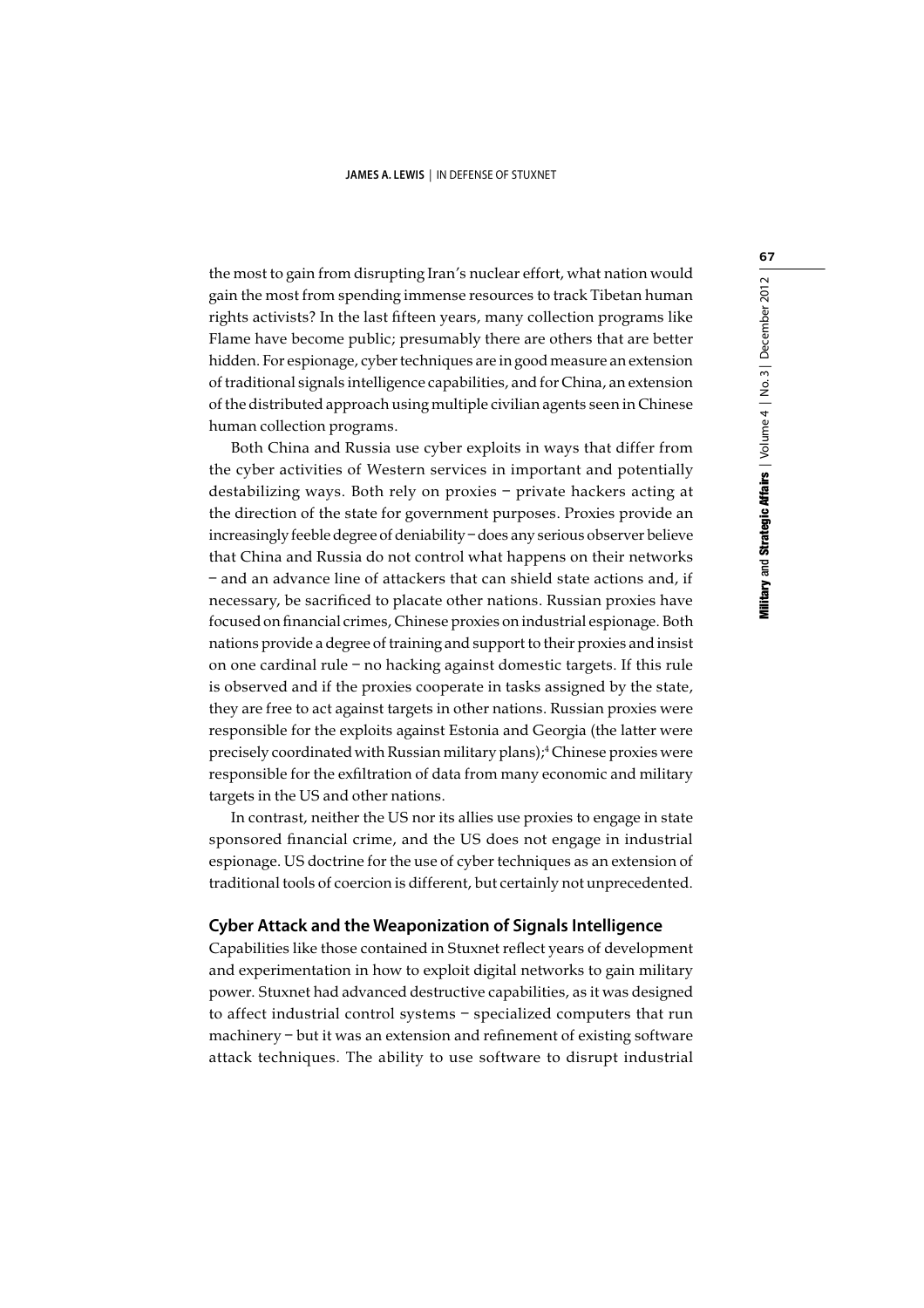the most to gain from disrupting Iran's nuclear effort, what nation would gain the most from spending immense resources to track Tibetan human rights activists? In the last fifteen years, many collection programs like Flame have become public; presumably there are others that are better hidden. For espionage, cyber techniques are in good measure an extension of traditional signals intelligence capabilities, and for China, an extension of the distributed approach using multiple civilian agents seen in Chinese human collection programs.

Both China and Russia use cyber exploits in ways that differ from the cyber activities of Western services in important and potentially destabilizing ways. Both rely on proxies – private hackers acting at the direction of the state for government purposes. Proxies provide an increasingly feeble degree of deniability – does any serious observer believe that China and Russia do not control what happens on their networks – and an advance line of attackers that can shield state actions and, if necessary, be sacrificed to placate other nations. Russian proxies have focused on financial crimes, Chinese proxies on industrial espionage. Both nations provide a degree of training and support to their proxies and insist on one cardinal rule – no hacking against domestic targets. If this rule is observed and if the proxies cooperate in tasks assigned by the state, they are free to act against targets in other nations. Russian proxies were responsible for the exploits against Estonia and Georgia (the latter were precisely coordinated with Russian military plans);[4] Chinese proxies were responsible for the exfiltration of data from many economic and military targets in the US and other nations.

In contrast, neither the US nor its allies use proxies to engage in state sponsored financial crime, and the US does not engage in industrial espionage. US doctrine for the use of cyber techniques as an extension of traditional tools of coercion is different, but certainly not unprecedented.

## Cyber Attack and the Weaponization of Signals Intelligence

Capabilities like those contained in Stuxnet reflect years of development and experimentation in how to exploit digital networks to gain military power. Stuxnet had advanced destructive capabilities, as it was designed to affect industrial control systems – specialized computers that run machinery – but it was an extension and refinement of existing software attack techniques. The ability to use software to disrupt industrial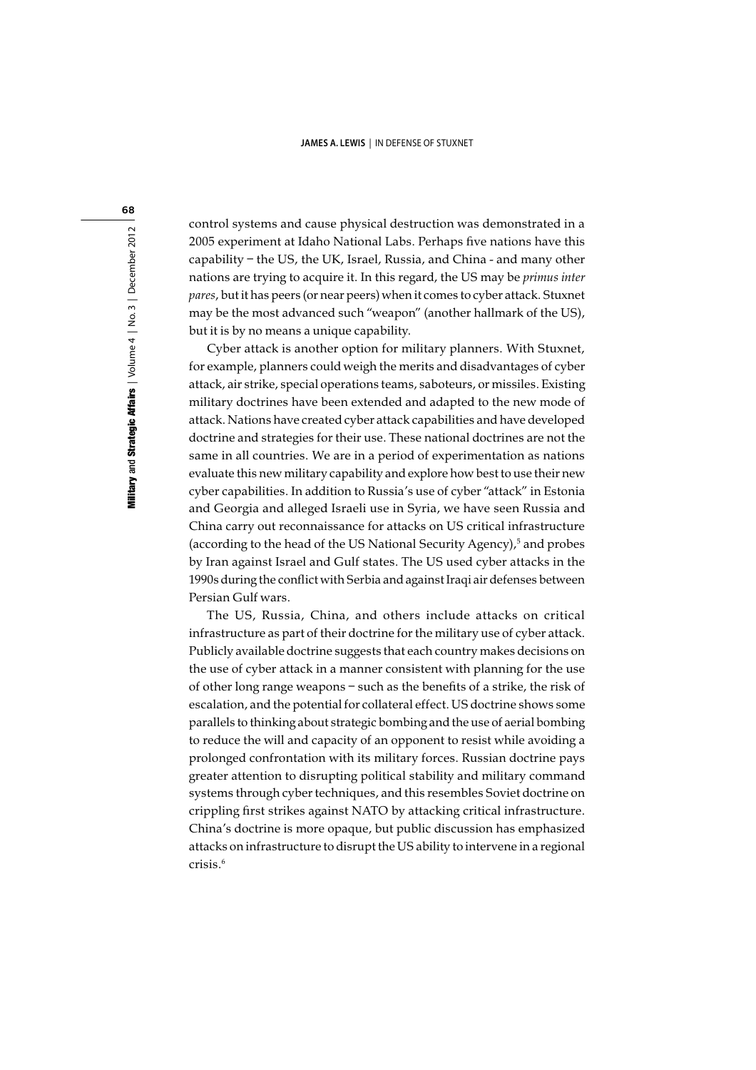control systems and cause physical destruction was demonstrated in a 2005 experiment at Idaho National Labs. Perhaps five nations have this capability – the US, the UK, Israel, Russia, and China - and many other nations are trying to acquire it. In this regard, the US may be *primus inter pares*, but it has peers (or near peers) when it comes to cyber attack. Stuxnet may be the most advanced such "weapon" (another hallmark of the US), but it is by no means a unique capability.

Cyber attack is another option for military planners. With Stuxnet, for example, planners could weigh the merits and disadvantages of cyber attack, air strike, special operations teams, saboteurs, or missiles. Existing military doctrines have been extended and adapted to the new mode of attack. Nations have created cyber attack capabilities and have developed doctrine and strategies for their use. These national doctrines are not the same in all countries. We are in a period of experimentation as nations evaluate this new military capability and explore how best to use their new cyber capabilities. In addition to Russia's use of cyber "attack" in Estonia and Georgia and alleged Israeli use in Syria, we have seen Russia and China carry out reconnaissance for attacks on US critical infrastructure (according to the head of the US National Security Agency),[5] and probes by Iran against Israel and Gulf states. The US used cyber attacks in the 1990s during the conflict with Serbia and against Iraqi air defenses between Persian Gulf wars.

The US, Russia, China, and others include attacks on critical infrastructure as part of their doctrine for the military use of cyber attack. Publicly available doctrine suggests that each country makes decisions on the use of cyber attack in a manner consistent with planning for the use of other long range weapons – such as the benefits of a strike, the risk of escalation, and the potential for collateral effect. US doctrine shows some parallels to thinking about strategic bombing and the use of aerial bombing to reduce the will and capacity of an opponent to resist while avoiding a prolonged confrontation with its military forces. Russian doctrine pays greater attention to disrupting political stability and military command systems through cyber techniques, and this resembles Soviet doctrine on crippling first strikes against NATO by attacking critical infrastructure. China's doctrine is more opaque, but public discussion has emphasized attacks on infrastructure to disrupt the US ability to intervene in a regional crisis.[6]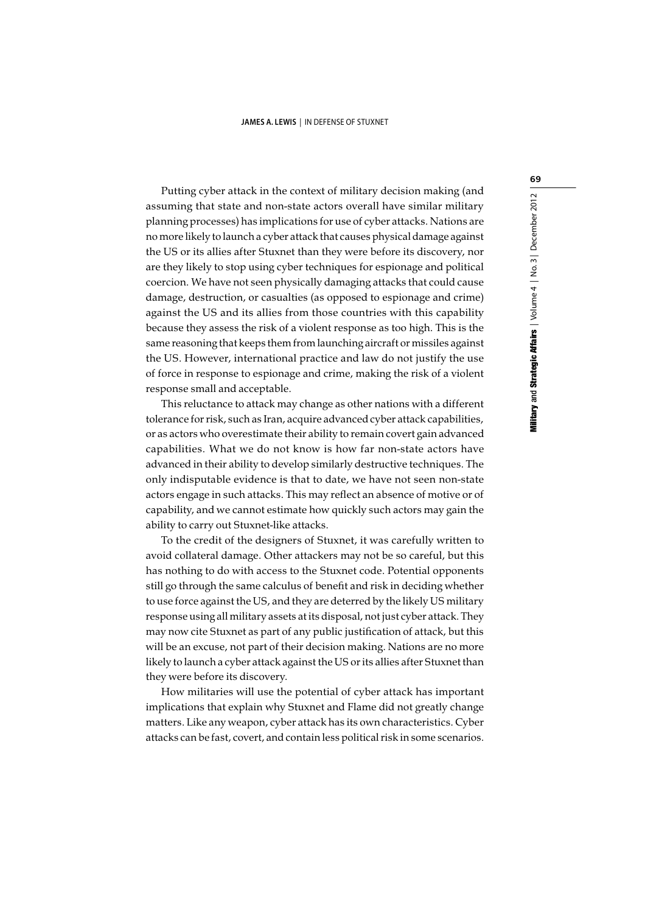Putting cyber attack in the context of military decision making (and assuming that state and non-state actors overall have similar military planning processes) has implications for use of cyber attacks. Nations are no more likely to launch a cyber attack that causes physical damage against the US or its allies after Stuxnet than they were before its discovery, nor are they likely to stop using cyber techniques for espionage and political coercion. We have not seen physically damaging attacks that could cause damage, destruction, or casualties (as opposed to espionage and crime) against the US and its allies from those countries with this capability because they assess the risk of a violent response as too high. This is the same reasoning that keeps them from launching aircraft or missiles against the US. However, international practice and law do not justify the use of force in response to espionage and crime, making the risk of a violent response small and acceptable.

This reluctance to attack may change as other nations with a different tolerance for risk, such as Iran, acquire advanced cyber attack capabilities, or as actors who overestimate their ability to remain covert gain advanced capabilities. What we do not know is how far non-state actors have advanced in their ability to develop similarly destructive techniques. The only indisputable evidence is that to date, we have not seen non-state actors engage in such attacks. This may reflect an absence of motive or of capability, and we cannot estimate how quickly such actors may gain the ability to carry out Stuxnet-like attacks.

To the credit of the designers of Stuxnet, it was carefully written to avoid collateral damage. Other attackers may not be so careful, but this has nothing to do with access to the Stuxnet code. Potential opponents still go through the same calculus of benefit and risk in deciding whether to use force against the US, and they are deterred by the likely US military response using all military assets at its disposal, not just cyber attack. They may now cite Stuxnet as part of any public justification of attack, but this will be an excuse, not part of their decision making. Nations are no more likely to launch a cyber attack against the US or its allies after Stuxnet than they were before its discovery.

How militaries will use the potential of cyber attack has important implications that explain why Stuxnet and Flame did not greatly change matters. Like any weapon, cyber attack has its own characteristics. Cyber attacks can be fast, covert, and contain less political risk in some scenarios.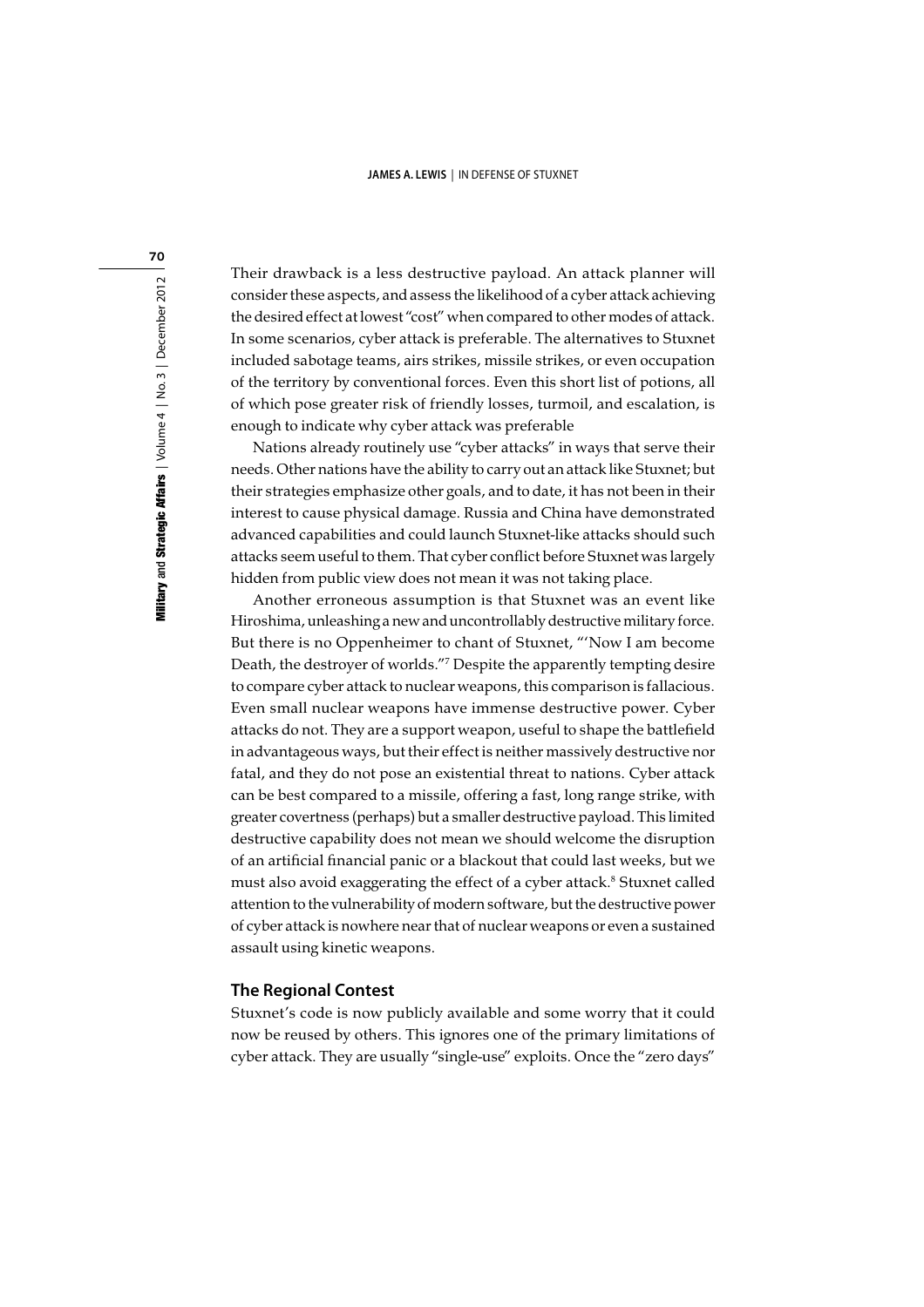Their drawback is a less destructive payload. An attack planner will consider these aspects, and assess the likelihood of a cyber attack achieving the desired effect at lowest "cost" when compared to other modes of attack. In some scenarios, cyber attack is preferable. The alternatives to Stuxnet included sabotage teams, airs strikes, missile strikes, or even occupation of the territory by conventional forces. Even this short list of potions, all of which pose greater risk of friendly losses, turmoil, and escalation, is enough to indicate why cyber attack was preferable

Nations already routinely use "cyber attacks" in ways that serve their needs. Other nations have the ability to carry out an attack like Stuxnet; but their strategies emphasize other goals, and to date, it has not been in their interest to cause physical damage. Russia and China have demonstrated advanced capabilities and could launch Stuxnet-like attacks should such attacks seem useful to them. That cyber conflict before Stuxnet was largely hidden from public view does not mean it was not taking place.

Another erroneous assumption is that Stuxnet was an event like Hiroshima, unleashing a new and uncontrollably destructive military force. But there is no Oppenheimer to chant of Stuxnet, "'Now I am become Death, the destroyer of worlds."[7] Despite the apparently tempting desire to compare cyber attack to nuclear weapons, this comparison is fallacious. Even small nuclear weapons have immense destructive power. Cyber attacks do not. They are a support weapon, useful to shape the battlefield in advantageous ways, but their effect is neither massively destructive nor fatal, and they do not pose an existential threat to nations. Cyber attack can be best compared to a missile, offering a fast, long range strike, with greater covertness (perhaps) but a smaller destructive payload. This limited destructive capability does not mean we should welcome the disruption of an artificial financial panic or a blackout that could last weeks, but we must also avoid exaggerating the effect of a cyber attack.[8] Stuxnet called attention to the vulnerability of modern software, but the destructive power of cyber attack is nowhere near that of nuclear weapons or even a sustained assault using kinetic weapons.

## The Regional Contest

Stuxnet's code is now publicly available and some worry that it could now be reused by others. This ignores one of the primary limitations of cyber attack. They are usually "single-use" exploits. Once the "zero days"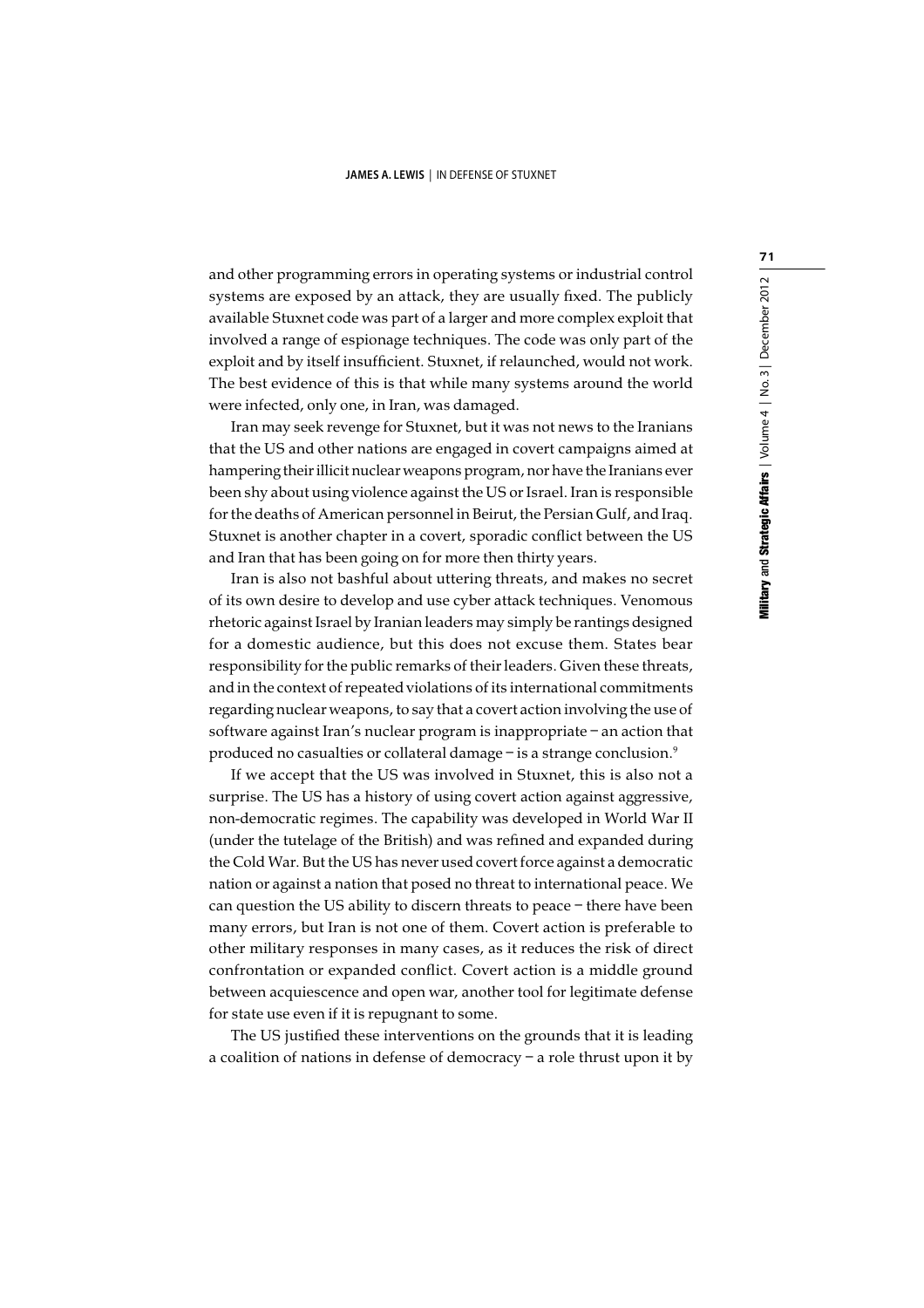and other programming errors in operating systems or industrial control systems are exposed by an attack, they are usually fixed. The publicly available Stuxnet code was part of a larger and more complex exploit that involved a range of espionage techniques. The code was only part of the exploit and by itself insufficient. Stuxnet, if relaunched, would not work. The best evidence of this is that while many systems around the world were infected, only one, in Iran, was damaged.

Iran may seek revenge for Stuxnet, but it was not news to the Iranians that the US and other nations are engaged in covert campaigns aimed at hampering their illicit nuclear weapons program, nor have the Iranians ever been shy about using violence against the US or Israel. Iran is responsible for the deaths of American personnel in Beirut, the Persian Gulf, and Iraq. Stuxnet is another chapter in a covert, sporadic conflict between the US and Iran that has been going on for more then thirty years.

Iran is also not bashful about uttering threats, and makes no secret of its own desire to develop and use cyber attack techniques. Venomous rhetoric against Israel by Iranian leaders may simply be rantings designed for a domestic audience, but this does not excuse them. States bear responsibility for the public remarks of their leaders. Given these threats, and in the context of repeated violations of its international commitments regarding nuclear weapons, to say that a covert action involving the use of software against Iran's nuclear program is inappropriate – an action that produced no casualties or collateral damage – is a strange conclusion.[9]

If we accept that the US was involved in Stuxnet, this is also not a surprise. The US has a history of using covert action against aggressive, non-democratic regimes. The capability was developed in World War II (under the tutelage of the British) and was refined and expanded during the Cold War. But the US has never used covert force against a democratic nation or against a nation that posed no threat to international peace. We can question the US ability to discern threats to peace – there have been many errors, but Iran is not one of them. Covert action is preferable to other military responses in many cases, as it reduces the risk of direct confrontation or expanded conflict. Covert action is a middle ground between acquiescence and open war, another tool for legitimate defense for state use even if it is repugnant to some.

The US justified these interventions on the grounds that it is leading a coalition of nations in defense of democracy – a role thrust upon it by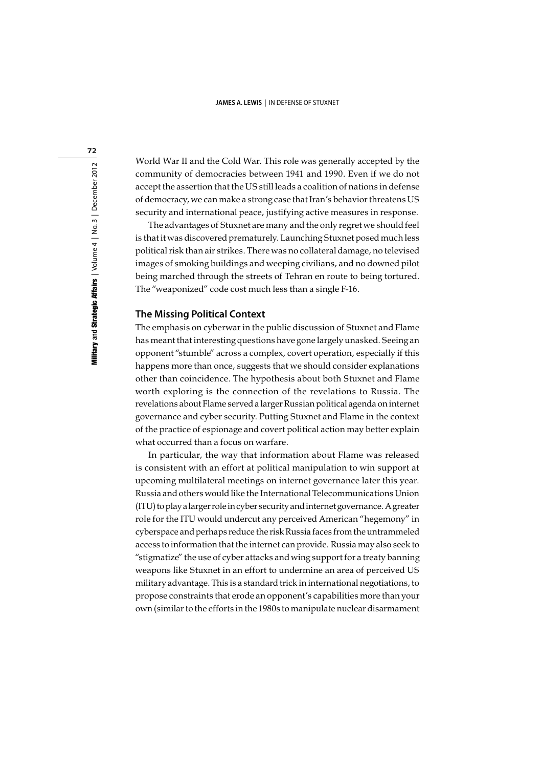World War II and the Cold War. This role was generally accepted by the community of democracies between 1941 and 1990. Even if we do not accept the assertion that the US still leads a coalition of nations in defense of democracy, we can make a strong case that Iran's behavior threatens US security and international peace, justifying active measures in response.

The advantages of Stuxnet are many and the only regret we should feel is that it was discovered prematurely. Launching Stuxnet posed much less political risk than air strikes. There was no collateral damage, no televised images of smoking buildings and weeping civilians, and no downed pilot being marched through the streets of Tehran en route to being tortured. The "weaponized" code cost much less than a single F-16.

## The Missing Political Context

The emphasis on cyberwar in the public discussion of Stuxnet and Flame has meant that interesting questions have gone largely unasked. Seeing an opponent "stumble" across a complex, covert operation, especially if this happens more than once, suggests that we should consider explanations other than coincidence. The hypothesis about both Stuxnet and Flame worth exploring is the connection of the revelations to Russia. The revelations about Flame served a larger Russian political agenda on internet governance and cyber security. Putting Stuxnet and Flame in the context of the practice of espionage and covert political action may better explain what occurred than a focus on warfare.

In particular, the way that information about Flame was released is consistent with an effort at political manipulation to win support at upcoming multilateral meetings on internet governance later this year. Russia and others would like the International Telecommunications Union (ITU) to play a larger role in cyber security and internet governance. A greater role for the ITU would undercut any perceived American "hegemony" in cyberspace and perhaps reduce the risk Russia faces from the untrammeled access to information that the internet can provide. Russia may also seek to "stigmatize" the use of cyber attacks and wing support for a treaty banning weapons like Stuxnet in an effort to undermine an area of perceived US military advantage. This is a standard trick in international negotiations, to propose constraints that erode an opponent's capabilities more than your own (similar to the efforts in the 1980s to manipulate nuclear disarmament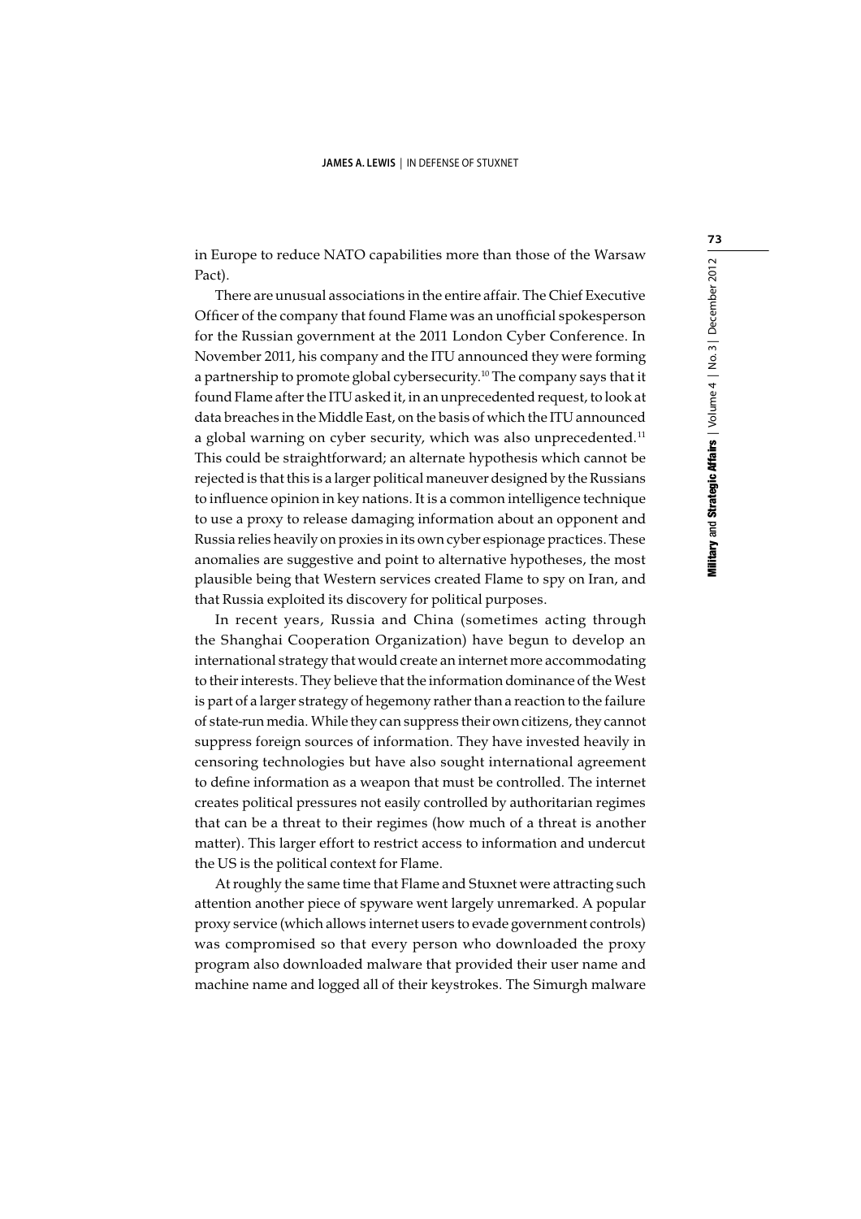in Europe to reduce NATO capabilities more than those of the Warsaw Pact).

There are unusual associations in the entire affair. The Chief Executive Officer of the company that found Flame was an unofficial spokesperson for the Russian government at the 2011 London Cyber Conference. In November 2011, his company and the ITU announced they were forming a partnership to promote global cybersecurity.[10] The company says that it found Flame after the ITU asked it, in an unprecedented request, to look at data breaches in the Middle East, on the basis of which the ITU announced a global warning on cyber security, which was also unprecedented.[11] This could be straightforward; an alternate hypothesis which cannot be rejected is that this is a larger political maneuver designed by the Russians to influence opinion in key nations. It is a common intelligence technique to use a proxy to release damaging information about an opponent and Russia relies heavily on proxies in its own cyber espionage practices. These anomalies are suggestive and point to alternative hypotheses, the most plausible being that Western services created Flame to spy on Iran, and that Russia exploited its discovery for political purposes.

In recent years, Russia and China (sometimes acting through the Shanghai Cooperation Organization) have begun to develop an international strategy that would create an internet more accommodating to their interests. They believe that the information dominance of the West is part of a larger strategy of hegemony rather than a reaction to the failure of state-run media. While they can suppress their own citizens, they cannot suppress foreign sources of information. They have invested heavily in censoring technologies but have also sought international agreement to define information as a weapon that must be controlled. The internet creates political pressures not easily controlled by authoritarian regimes that can be a threat to their regimes (how much of a threat is another matter). This larger effort to restrict access to information and undercut the US is the political context for Flame.

At roughly the same time that Flame and Stuxnet were attracting such attention another piece of spyware went largely unremarked. A popular proxy service (which allows internet users to evade government controls) was compromised so that every person who downloaded the proxy program also downloaded malware that provided their user name and machine name and logged all of their keystrokes. The Simurgh malware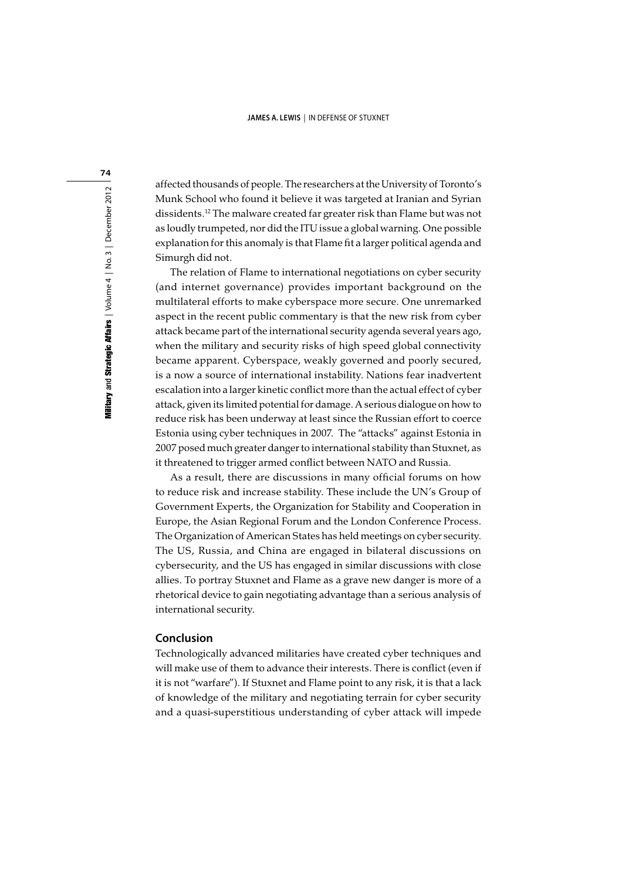affected thousands of people. The researchers at the University of Toronto's Munk School who found it believe it was targeted at Iranian and Syrian dissidents.[12] The malware created far greater risk than Flame but was not as loudly trumpeted, nor did the ITU issue a global warning. One possible explanation for this anomaly is that Flame fit a larger political agenda and Simurgh did not.

The relation of Flame to international negotiations on cyber security (and internet governance) provides important background on the multilateral efforts to make cyberspace more secure. One unremarked aspect in the recent public commentary is that the new risk from cyber attack became part of the international security agenda several years ago, when the military and security risks of high speed global connectivity became apparent. Cyberspace, weakly governed and poorly secured, is a now a source of international instability. Nations fear inadvertent escalation into a larger kinetic conflict more than the actual effect of cyber attack, given its limited potential for damage. A serious dialogue on how to reduce risk has been underway at least since the Russian effort to coerce Estonia using cyber techniques in 2007. The "attacks" against Estonia in 2007 posed much greater danger to international stability than Stuxnet, as it threatened to trigger armed conflict between NATO and Russia.

As a result, there are discussions in many official forums on how to reduce risk and increase stability. These include the UN's Group of Government Experts, the Organization for Stability and Cooperation in Europe, the Asian Regional Forum and the London Conference Process. The Organization of American States has held meetings on cyber security. The US, Russia, and China are engaged in bilateral discussions on cybersecurity, and the US has engaged in similar discussions with close allies. To portray Stuxnet and Flame as a grave new danger is more of a rhetorical device to gain negotiating advantage than a serious analysis of international security.

## Conclusion

Technologically advanced militaries have created cyber techniques and will make use of them to advance their interests. There is conflict (even if it is not "warfare"). If Stuxnet and Flame point to any risk, it is that a lack of knowledge of the military and negotiating terrain for cyber security and a quasi-superstitious understanding of cyber attack will impede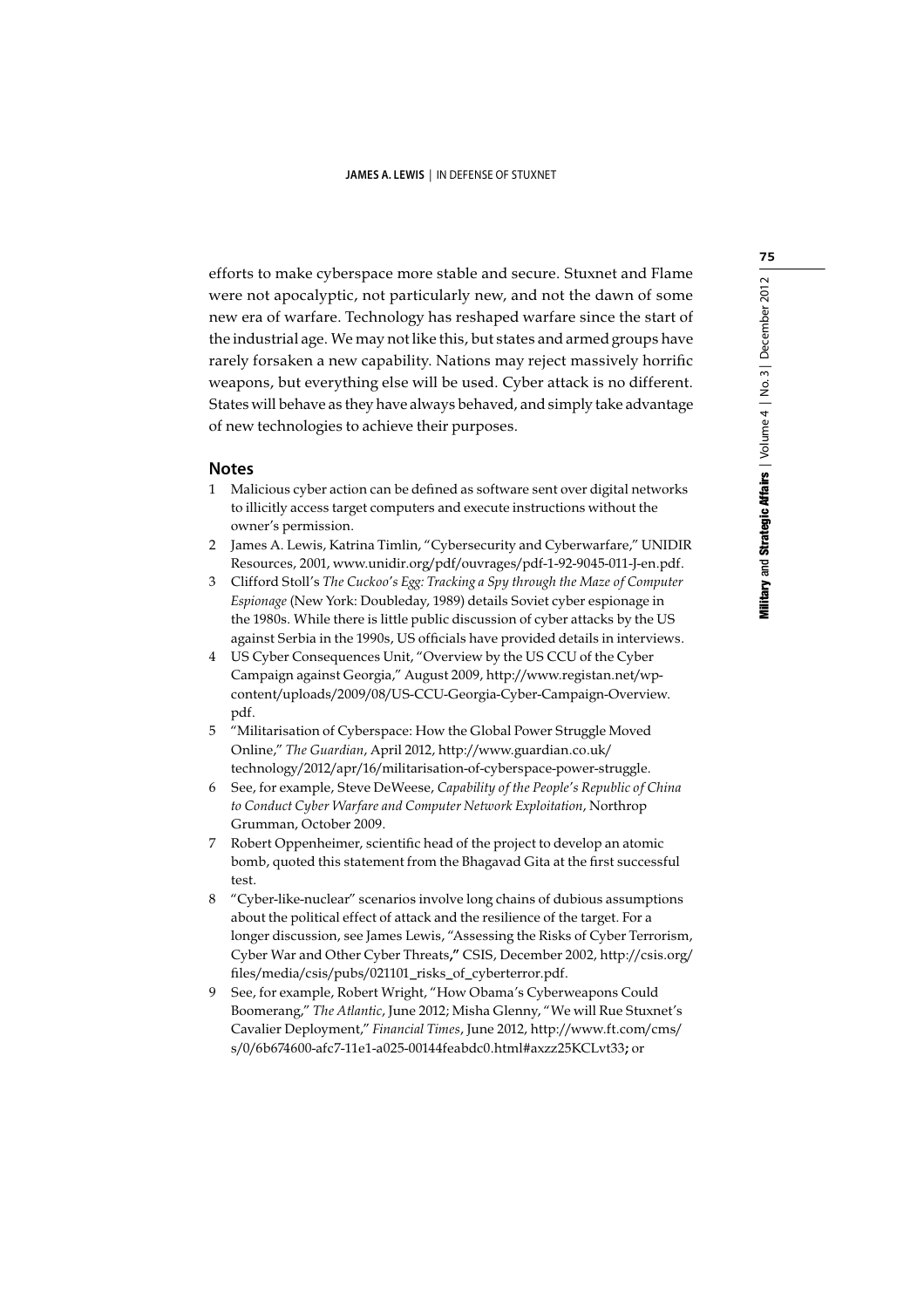efforts to make cyberspace more stable and secure. Stuxnet and Flame were not apocalyptic, not particularly new, and not the dawn of some new era of warfare. Technology has reshaped warfare since the start of the industrial age. We may not like this, but states and armed groups have rarely forsaken a new capability. Nations may reject massively horrific weapons, but everything else will be used. Cyber attack is no different. States will behave as they have always behaved, and simply take advantage of new technologies to achieve their purposes.

## Notes

1. Malicious cyber action can be defined as software sent over digital networks to illicitly access target computers and execute instructions without the owner's permission.
2. James A. Lewis, Katrina Timlin, "Cybersecurity and Cyberwarfare," UNIDIR Resources, 2001, www.unidir.org/pdf/ouvrages/pdf-1-92-9045-011-J-en.pdf.
3. Clifford Stoll's *The Cuckoo's Egg: Tracking a Spy through the Maze of Computer Espionage* (New York: Doubleday, 1989) details Soviet cyber espionage in the 1980s. While there is little public discussion of cyber attacks by the US against Serbia in the 1990s, US officials have provided details in interviews.
4. US Cyber Consequences Unit, "Overview by the US CCU of the Cyber Campaign against Georgia," August 2009, http://www.registan.net/wp-content/uploads/2009/08/US-CCU-Georgia-Cyber-Campaign-Overview.pdf.
5. "Militarisation of Cyberspace: How the Global Power Struggle Moved Online," *The Guardian*, April 2012, http://www.guardian.co.uk/technology/2012/apr/16/militarisation-of-cyberspace-power-struggle.
6. See, for example, Steve DeWeese, *Capability of the People's Republic of China to Conduct Cyber Warfare and Computer Network Exploitation*, Northrop Grumman, October 2009.
7. Robert Oppenheimer, scientific head of the project to develop an atomic bomb, quoted this statement from the Bhagavad Gita at the first successful test.
8. "Cyber-like-nuclear" scenarios involve long chains of dubious assumptions about the political effect of attack and the resilience of the target. For a longer discussion, see James Lewis, "Assessing the Risks of Cyber Terrorism, Cyber War and Other Cyber Threats**,"** CSIS, December 2002, http://csis.org/files/media/csis/pubs/021101_risks_of_cyberterror.pdf.
9. See, for example, Robert Wright, "How Obama's Cyberweapons Could Boomerang," *The Atlantic*, June 2012; Misha Glenny, "We will Rue Stuxnet's Cavalier Deployment," *Financial Times*, June 2012, http://www.ft.com/cms/s/0/6b674600-afc7-11e1-a025-00144feabdc0.html#axzz25KCLvt33**;** or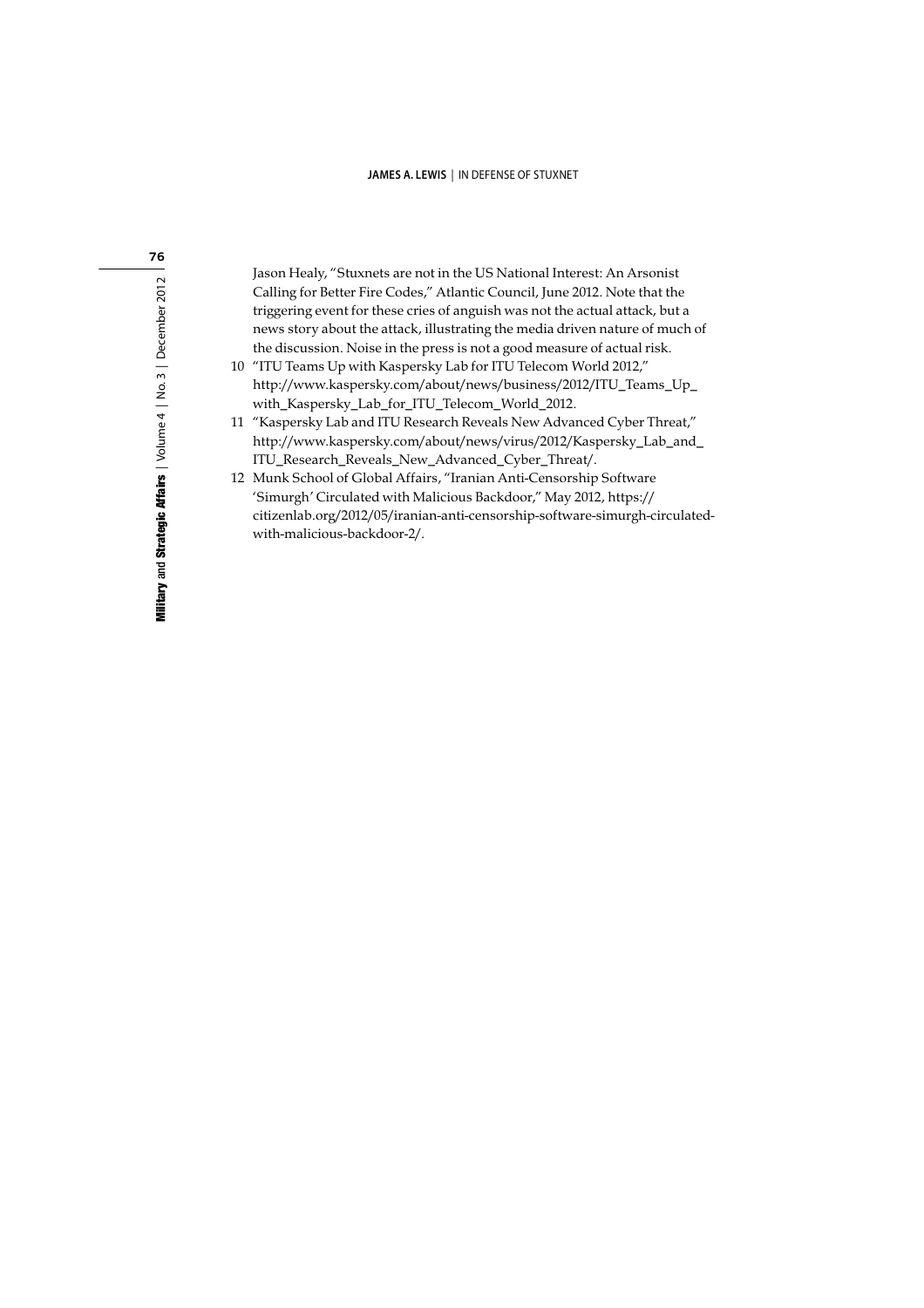Jason Healy, "Stuxnets are not in the US National Interest: An Arsonist Calling for Better Fire Codes," Atlantic Council, June 2012. Note that the triggering event for these cries of anguish was not the actual attack, but a news story about the attack, illustrating the media driven nature of much of the discussion. Noise in the press is not a good measure of actual risk.

10 "ITU Teams Up with Kaspersky Lab for ITU Telecom World 2012," http://www.kaspersky.com/about/news/business/2012/ITU_Teams_Up_with_Kaspersky_Lab_for_ITU_Telecom_World_2012.

11 "Kaspersky Lab and ITU Research Reveals New Advanced Cyber Threat," http://www.kaspersky.com/about/news/virus/2012/Kaspersky_Lab_and_ITU_Research_Reveals_New_Advanced_Cyber_Threat/.

12 Munk School of Global Affairs, "Iranian Anti-Censorship Software 'Simurgh' Circulated with Malicious Backdoor," May 2012, https://citizenlab.org/2012/05/iranian-anti-censorship-software-simurgh-circulated-with-malicious-backdoor-2/.